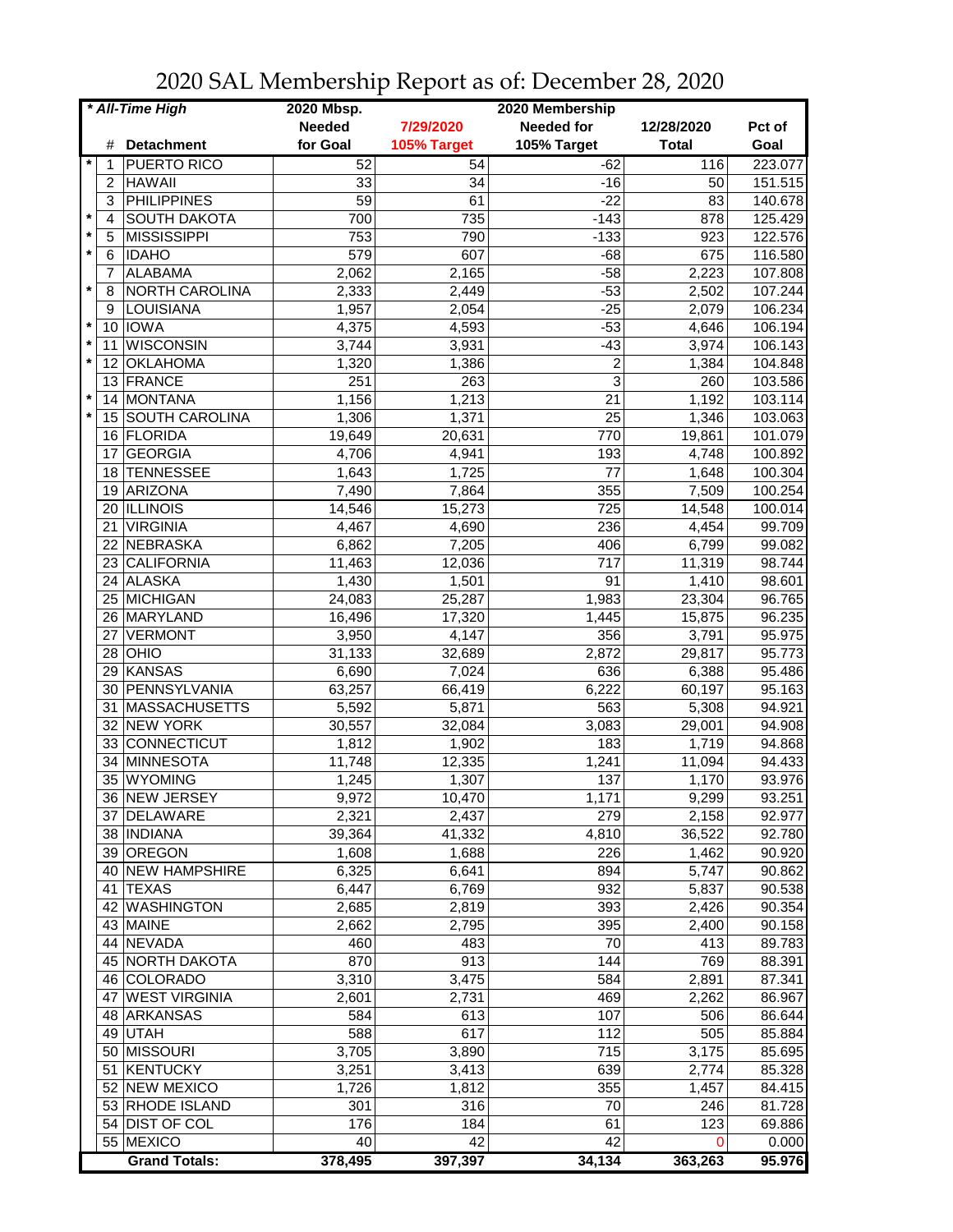# 2020 SAL Membership Report as of: December 28, 2020

| * All-Time High | | | 2020 Mbsp. | 2020 Membership | | | |
|---|---|---|---|---|---|---|---|
| | # | Detachment | Needed for Goal | 7/29/2020 105% Target | Needed for 105% Target | 12/28/2020 Total | Pct of Goal |
| * | 1 | PUERTO RICO | 52 | 54 | -62 | 116 | 223.077 |
| | 2 | HAWAII | 33 | 34 | -16 | 50 | 151.515 |
| | 3 | PHILIPPINES | 59 | 61 | -22 | 83 | 140.678 |
| * | 4 | SOUTH DAKOTA | 700 | 735 | -143 | 878 | 125.429 |
| * | 5 | MISSISSIPPI | 753 | 790 | -133 | 923 | 122.576 |
| * | 6 | IDAHO | 579 | 607 | -68 | 675 | 116.580 |
| | 7 | ALABAMA | 2,062 | 2,165 | -58 | 2,223 | 107.808 |
| * | 8 | NORTH CAROLINA | 2,333 | 2,449 | -53 | 2,502 | 107.244 |
| | 9 | LOUISIANA | 1,957 | 2,054 | -25 | 2,079 | 106.234 |
| * | 10 | IOWA | 4,375 | 4,593 | -53 | 4,646 | 106.194 |
| * | 11 | WISCONSIN | 3,744 | 3,931 | -43 | 3,974 | 106.143 |
| * | 12 | OKLAHOMA | 1,320 | 1,386 | 2 | 1,384 | 104.848 |
| | 13 | FRANCE | 251 | 263 | 3 | 260 | 103.586 |
| * | 14 | MONTANA | 1,156 | 1,213 | 21 | 1,192 | 103.114 |
| * | 15 | SOUTH CAROLINA | 1,306 | 1,371 | 25 | 1,346 | 103.063 |
| | 16 | FLORIDA | 19,649 | 20,631 | 770 | 19,861 | 101.079 |
| | 17 | GEORGIA | 4,706 | 4,941 | 193 | 4,748 | 100.892 |
| | 18 | TENNESSEE | 1,643 | 1,725 | 77 | 1,648 | 100.304 |
| | 19 | ARIZONA | 7,490 | 7,864 | 355 | 7,509 | 100.254 |
| | 20 | ILLINOIS | 14,546 | 15,273 | 725 | 14,548 | 100.014 |
| | 21 | VIRGINIA | 4,467 | 4,690 | 236 | 4,454 | 99.709 |
| | 22 | NEBRASKA | 6,862 | 7,205 | 406 | 6,799 | 99.082 |
| | 23 | CALIFORNIA | 11,463 | 12,036 | 717 | 11,319 | 98.744 |
| | 24 | ALASKA | 1,430 | 1,501 | 91 | 1,410 | 98.601 |
| | 25 | MICHIGAN | 24,083 | 25,287 | 1,983 | 23,304 | 96.765 |
| | 26 | MARYLAND | 16,496 | 17,320 | 1,445 | 15,875 | 96.235 |
| | 27 | VERMONT | 3,950 | 4,147 | 356 | 3,791 | 95.975 |
| | 28 | OHIO | 31,133 | 32,689 | 2,872 | 29,817 | 95.773 |
| | 29 | KANSAS | 6,690 | 7,024 | 636 | 6,388 | 95.486 |
| | 30 | PENNSYLVANIA | 63,257 | 66,419 | 6,222 | 60,197 | 95.163 |
| | 31 | MASSACHUSETTS | 5,592 | 5,871 | 563 | 5,308 | 94.921 |
| | 32 | NEW YORK | 30,557 | 32,084 | 3,083 | 29,001 | 94.908 |
| | 33 | CONNECTICUT | 1,812 | 1,902 | 183 | 1,719 | 94.868 |
| | 34 | MINNESOTA | 11,748 | 12,335 | 1,241 | 11,094 | 94.433 |
| | 35 | WYOMING | 1,245 | 1,307 | 137 | 1,170 | 93.976 |
| | 36 | NEW JERSEY | 9,972 | 10,470 | 1,171 | 9,299 | 93.251 |
| | 37 | DELAWARE | 2,321 | 2,437 | 279 | 2,158 | 92.977 |
| | 38 | INDIANA | 39,364 | 41,332 | 4,810 | 36,522 | 92.780 |
| | 39 | OREGON | 1,608 | 1,688 | 226 | 1,462 | 90.920 |
| | 40 | NEW HAMPSHIRE | 6,325 | 6,641 | 894 | 5,747 | 90.862 |
| | 41 | TEXAS | 6,447 | 6,769 | 932 | 5,837 | 90.538 |
| | 42 | WASHINGTON | 2,685 | 2,819 | 393 | 2,426 | 90.354 |
| | 43 | MAINE | 2,662 | 2,795 | 395 | 2,400 | 90.158 |
| | 44 | NEVADA | 460 | 483 | 70 | 413 | 89.783 |
| | 45 | NORTH DAKOTA | 870 | 913 | 144 | 769 | 88.391 |
| | 46 | COLORADO | 3,310 | 3,475 | 584 | 2,891 | 87.341 |
| | 47 | WEST VIRGINIA | 2,601 | 2,731 | 469 | 2,262 | 86.967 |
| | 48 | ARKANSAS | 584 | 613 | 107 | 506 | 86.644 |
| | 49 | UTAH | 588 | 617 | 112 | 505 | 85.884 |
| | 50 | MISSOURI | 3,705 | 3,890 | 715 | 3,175 | 85.695 |
| | 51 | KENTUCKY | 3,251 | 3,413 | 639 | 2,774 | 85.328 |
| | 52 | NEW MEXICO | 1,726 | 1,812 | 355 | 1,457 | 84.415 |
| | 53 | RHODE ISLAND | 301 | 316 | 70 | 246 | 81.728 |
| | 54 | DIST OF COL | 176 | 184 | 61 | 123 | 69.886 |
| | 55 | MEXICO | 40 | 42 | 42 | 0 | 0.000 |
| | | **Grand Totals:** | **378,495** | **397,397** | **34,134** | **363,263** | **95.976** |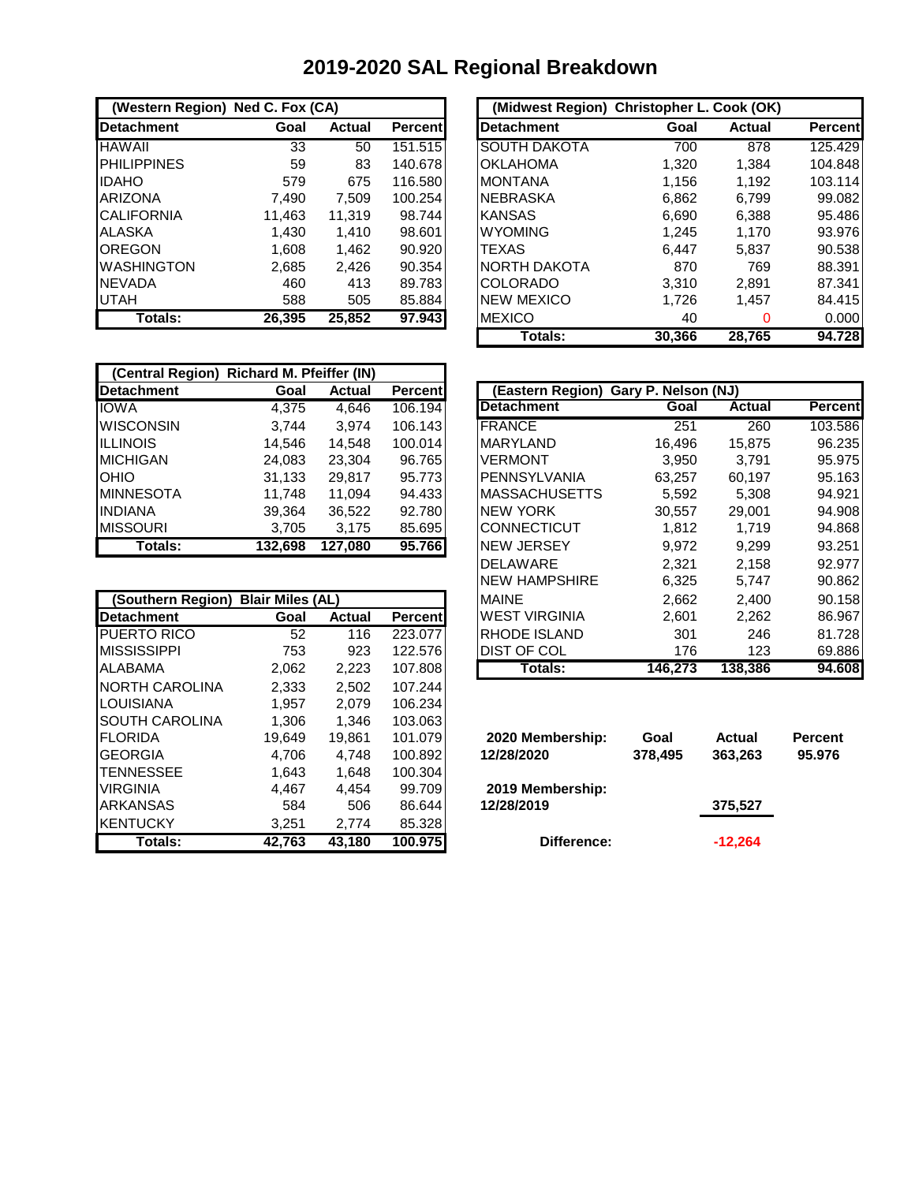# 2019-2020 SAL Regional Breakdown

| (Western Region) Ned C. Fox (CA) | | | |
|---|---|---|---|
| Detachment | Goal | Actual | Percent |
| HAWAII | 33 | 50 | 151.515 |
| PHILIPPINES | 59 | 83 | 140.678 |
| IDAHO | 579 | 675 | 116.580 |
| ARIZONA | 7,490 | 7,509 | 100.254 |
| CALIFORNIA | 11,463 | 11,319 | 98.744 |
| ALASKA | 1,430 | 1,410 | 98.601 |
| OREGON | 1,608 | 1,462 | 90.920 |
| WASHINGTON | 2,685 | 2,426 | 90.354 |
| NEVADA | 460 | 413 | 89.783 |
| UTAH | 588 | 505 | 85.884 |
| **Totals:** | **26,395** | **25,852** | **97.943** |

| (Midwest Region) Christopher L. Cook (OK) | | | |
|---|---|---|---|
| Detachment | Goal | Actual | Percent |
| SOUTH DAKOTA | 700 | 878 | 125.429 |
| OKLAHOMA | 1,320 | 1,384 | 104.848 |
| MONTANA | 1,156 | 1,192 | 103.114 |
| NEBRASKA | 6,862 | 6,799 | 99.082 |
| KANSAS | 6,690 | 6,388 | 95.486 |
| WYOMING | 1,245 | 1,170 | 93.976 |
| TEXAS | 6,447 | 5,837 | 90.538 |
| NORTH DAKOTA | 870 | 769 | 88.391 |
| COLORADO | 3,310 | 2,891 | 87.341 |
| NEW MEXICO | 1,726 | 1,457 | 84.415 |
| MEXICO | 40 | 0 | 0.000 |
| **Totals:** | **30,366** | **28,765** | **94.728** |

| (Central Region) Richard M. Pfeiffer (IN) | | | |
|---|---|---|---|
| Detachment | Goal | Actual | Percent |
| IOWA | 4,375 | 4,646 | 106.194 |
| WISCONSIN | 3,744 | 3,974 | 106.143 |
| ILLINOIS | 14,546 | 14,548 | 100.014 |
| MICHIGAN | 24,083 | 23,304 | 96.765 |
| OHIO | 31,133 | 29,817 | 95.773 |
| MINNESOTA | 11,748 | 11,094 | 94.433 |
| INDIANA | 39,364 | 36,522 | 92.780 |
| MISSOURI | 3,705 | 3,175 | 85.695 |
| **Totals:** | **132,698** | **127,080** | **95.766** |

| (Eastern Region) Gary P. Nelson (NJ) | | | |
|---|---|---|---|
| Detachment | Goal | Actual | Percent |
| FRANCE | 251 | 260 | 103.586 |
| MARYLAND | 16,496 | 15,875 | 96.235 |
| VERMONT | 3,950 | 3,791 | 95.975 |
| PENNSYLVANIA | 63,257 | 60,197 | 95.163 |
| MASSACHUSETTS | 5,592 | 5,308 | 94.921 |
| NEW YORK | 30,557 | 29,001 | 94.908 |
| CONNECTICUT | 1,812 | 1,719 | 94.868 |
| NEW JERSEY | 9,972 | 9,299 | 93.251 |
| DELAWARE | 2,321 | 2,158 | 92.977 |
| NEW HAMPSHIRE | 6,325 | 5,747 | 90.862 |
| MAINE | 2,662 | 2,400 | 90.158 |
| WEST VIRGINIA | 2,601 | 2,262 | 86.967 |
| RHODE ISLAND | 301 | 246 | 81.728 |
| DIST OF COL | 176 | 123 | 69.886 |
| **Totals:** | **146,273** | **138,386** | **94.608** |

| (Southern Region) Blair Miles (AL) | | | |
|---|---|---|---|
| Detachment | Goal | Actual | Percent |
| PUERTO RICO | 52 | 116 | 223.077 |
| MISSISSIPPI | 753 | 923 | 122.576 |
| ALABAMA | 2,062 | 2,223 | 107.808 |
| NORTH CAROLINA | 2,333 | 2,502 | 107.244 |
| LOUISIANA | 1,957 | 2,079 | 106.234 |
| SOUTH CAROLINA | 1,306 | 1,346 | 103.063 |
| FLORIDA | 19,649 | 19,861 | 101.079 |
| GEORGIA | 4,706 | 4,748 | 100.892 |
| TENNESSEE | 1,643 | 1,648 | 100.304 |
| VIRGINIA | 4,467 | 4,454 | 99.709 |
| ARKANSAS | 584 | 506 | 86.644 |
| KENTUCKY | 3,251 | 2,774 | 85.328 |
| **Totals:** | **42,763** | **43,180** | **100.975** |

| | Goal | Actual | Percent |
|---|---|---|---|
| **2020 Membership:** 12/28/2020 | **378,495** | **363,263** | **95.976** |
| **2019 Membership:** 12/28/2019 | | **375,527** | |
| **Difference:** | | **-12,264** | |